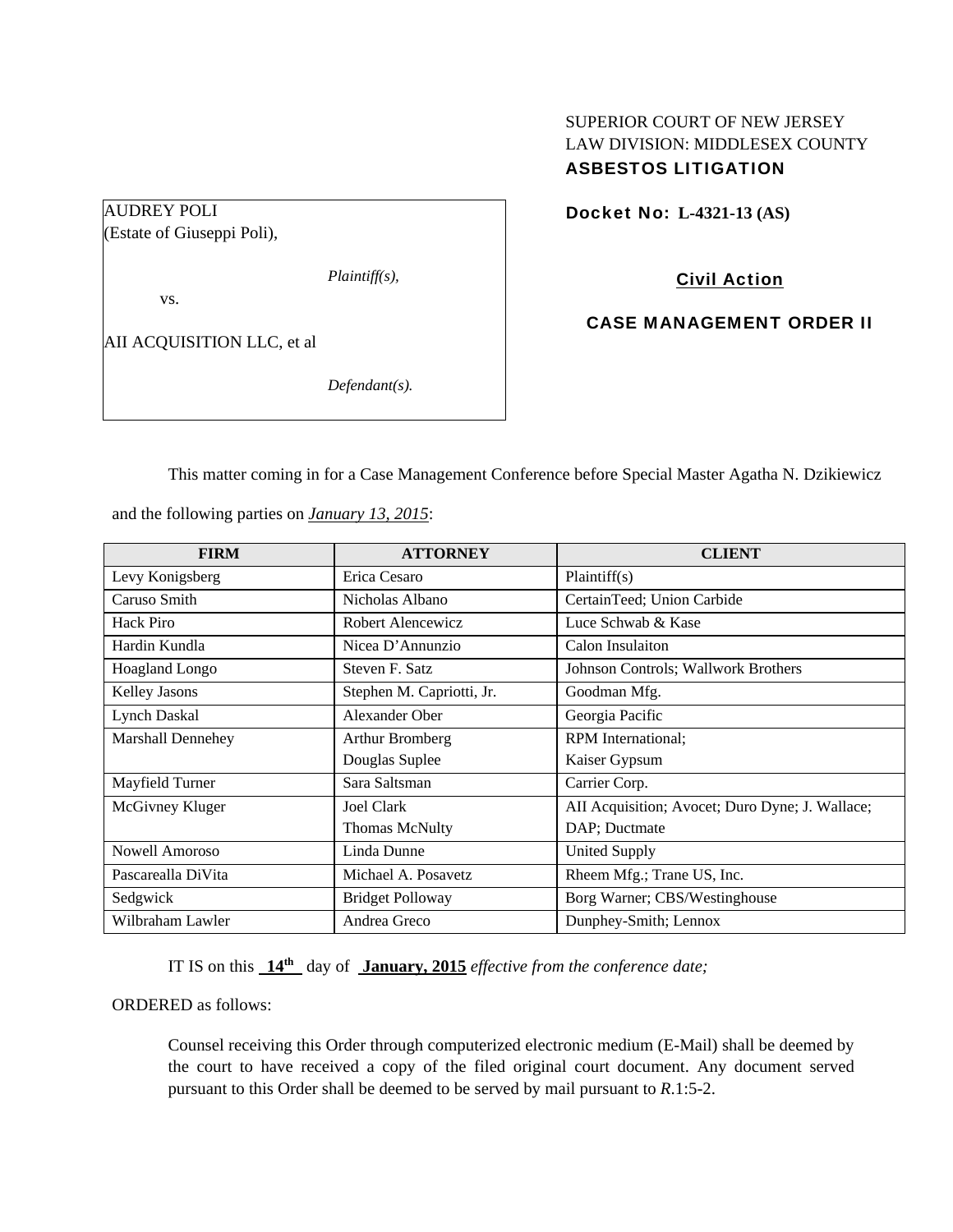SUPERIOR COURT OF NEW JERSEY
LAW DIVISION: MIDDLESEX COUNTY
**ASBESTOS LITIGATION**

AUDREY POLI
(Estate of Giuseppi Poli),

*Plaintiff(s),*

vs.

AII ACQUISITION LLC, et al

*Defendant(s).*

**Docket No: L-4321-13 (AS)**

**Civil Action**

**CASE MANAGEMENT ORDER II**

This matter coming in for a Case Management Conference before Special Master Agatha N. Dzikiewicz and the following parties on ***January 13, 2015***:

| FIRM | ATTORNEY | CLIENT |
|---|---|---|
| Levy Konigsberg | Erica Cesaro | Plaintiff(s) |
| Caruso Smith | Nicholas Albano | CertainTeed; Union Carbide |
| Hack Piro | Robert Alencewicz | Luce Schwab & Kase |
| Hardin Kundla | Nicea D'Annunzio | Calon Insulaiton |
| Hoagland Longo | Steven F. Satz | Johnson Controls; Wallwork Brothers |
| Kelley Jasons | Stephen M. Capriotti, Jr. | Goodman Mfg. |
| Lynch Daskal | Alexander Ober | Georgia Pacific |
| Marshall Dennehey | Arthur Bromberg<br>Douglas Suplee | RPM International;<br>Kaiser Gypsum |
| Mayfield Turner | Sara Saltsman | Carrier Corp. |
| McGivney Kluger | Joel Clark<br>Thomas McNulty | AII Acquisition; Avocet; Duro Dyne; J. Wallace;<br>DAP; Ductmate |
| Nowell Amoroso | Linda Dunne | United Supply |
| Pascarealla DiVita | Michael A. Posavetz | Rheem Mfg.; Trane US, Inc. |
| Sedgwick | Bridget Polloway | Borg Warner; CBS/Westinghouse |
| Wilbraham Lawler | Andrea Greco | Dunphey-Smith; Lennox |

IT IS on this **14th** day of **January, 2015** *effective from the conference date;*

ORDERED as follows:

Counsel receiving this Order through computerized electronic medium (E-Mail) shall be deemed by the court to have received a copy of the filed original court document. Any document served pursuant to this Order shall be deemed to be served by mail pursuant to *R*.1:5-2.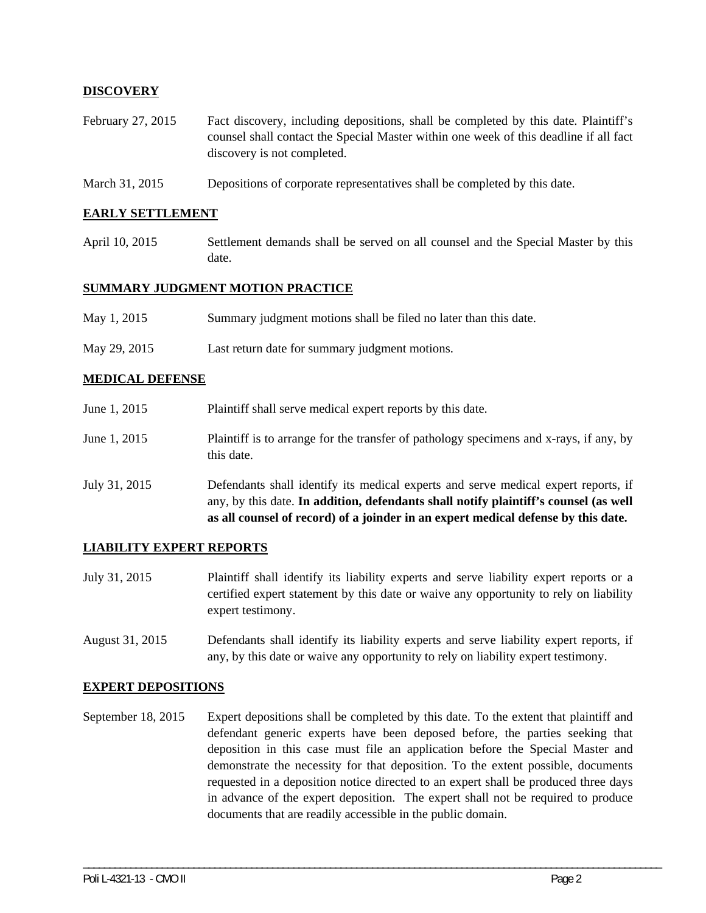## DISCOVERY

February 27, 2015 — Fact discovery, including depositions, shall be completed by this date. Plaintiff's counsel shall contact the Special Master within one week of this deadline if all fact discovery is not completed.

March 31, 2015 — Depositions of corporate representatives shall be completed by this date.

## EARLY SETTLEMENT

April 10, 2015 — Settlement demands shall be served on all counsel and the Special Master by this date.

## SUMMARY JUDGMENT MOTION PRACTICE

May 1, 2015 — Summary judgment motions shall be filed no later than this date.

May 29, 2015 — Last return date for summary judgment motions.

## MEDICAL DEFENSE

June 1, 2015 — Plaintiff shall serve medical expert reports by this date.

June 1, 2015 — Plaintiff is to arrange for the transfer of pathology specimens and x-rays, if any, by this date.

July 31, 2015 — Defendants shall identify its medical experts and serve medical expert reports, if any, by this date. **In addition, defendants shall notify plaintiff's counsel (as well as all counsel of record) of a joinder in an expert medical defense by this date.**

## LIABILITY EXPERT REPORTS

July 31, 2015 — Plaintiff shall identify its liability experts and serve liability expert reports or a certified expert statement by this date or waive any opportunity to rely on liability expert testimony.

August 31, 2015 — Defendants shall identify its liability experts and serve liability expert reports, if any, by this date or waive any opportunity to rely on liability expert testimony.

## EXPERT DEPOSITIONS

September 18, 2015 — Expert depositions shall be completed by this date. To the extent that plaintiff and defendant generic experts have been deposed before, the parties seeking that deposition in this case must file an application before the Special Master and demonstrate the necessity for that deposition. To the extent possible, documents requested in a deposition notice directed to an expert shall be produced three days in advance of the expert deposition. The expert shall not be required to produce documents that are readily accessible in the public domain.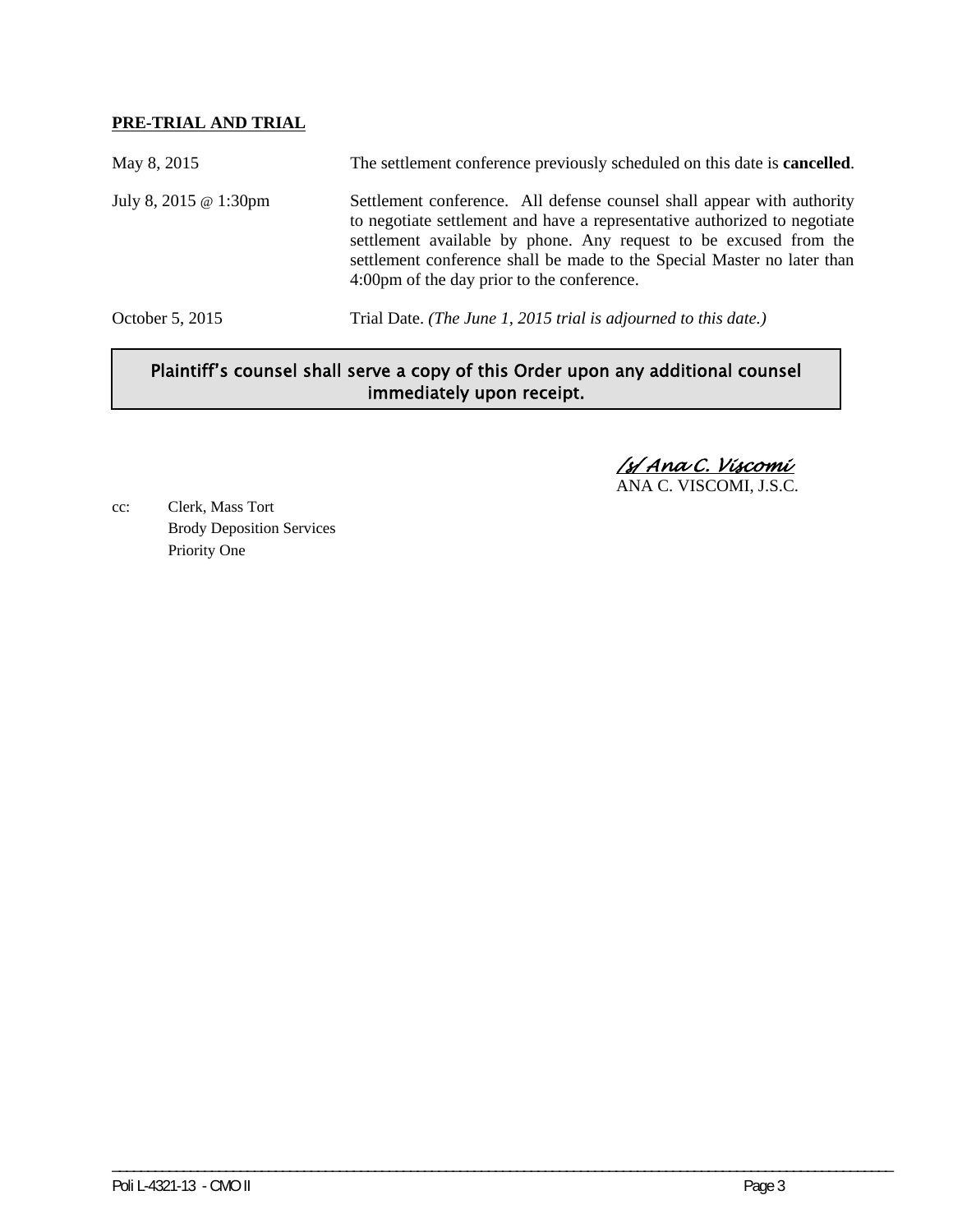**PRE-TRIAL AND TRIAL**

| | |
|---|---|
| May 8, 2015 | The settlement conference previously scheduled on this date is **cancelled**. |
| July 8, 2015 @ 1:30pm | Settlement conference. All defense counsel shall appear with authority to negotiate settlement and have a representative authorized to negotiate settlement available by phone. Any request to be excused from the settlement conference shall be made to the Special Master no later than 4:00pm of the day prior to the conference. |
| October 5, 2015 | Trial Date. *(The June 1, 2015 trial is adjourned to this date.)* |

**Plaintiff's counsel shall serve a copy of this Order upon any additional counsel immediately upon receipt.**

*/s/ Ana C. Viscomi*
ANA C. VISCOMI, J.S.C.

cc: Clerk, Mass Tort
Brody Deposition Services
Priority One